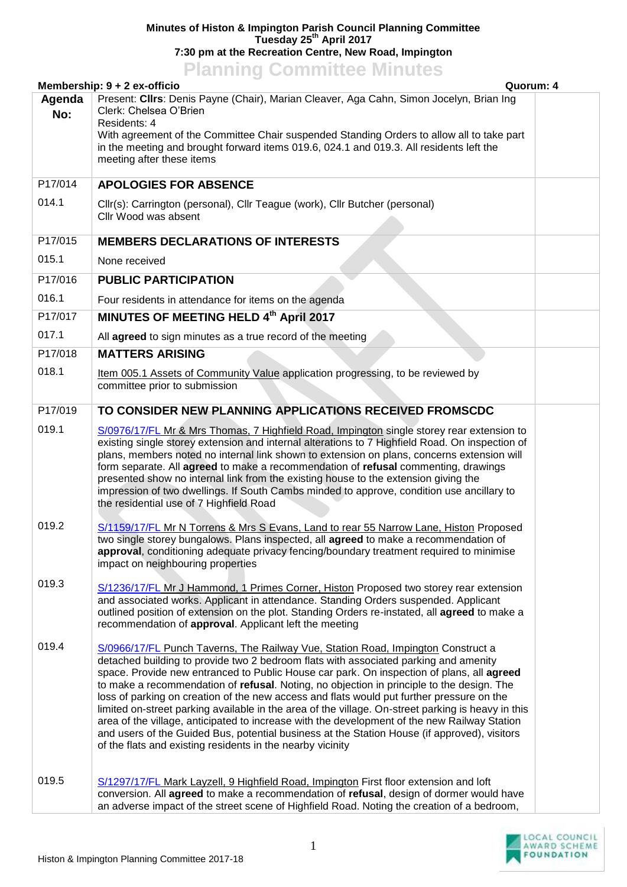**Minutes of Histon & Impington Parish Council Planning Committee**
**Tuesday 25th April 2017**
**7:30 pm at the Recreation Centre, New Road, Impington**

# Planning Committee Minutes

**Membership: 9 + 2 ex-officio** **Quorum: 4**

| Agenda No: | | |
|---|---|---|
| | Present: **Cllrs**: Denis Payne (Chair), Marian Cleaver, Aga Cahn, Simon Jocelyn, Brian Ing<br>Clerk: Chelsea O'Brien<br>Residents: 4<br>With agreement of the Committee Chair suspended Standing Orders to allow all to take part in the meeting and brought forward items 019.6, 024.1 and 019.3. All residents left the meeting after these items | |
| P17/014 | **APOLOGIES FOR ABSENCE** | |
| 014.1 | Cllr(s): Carrington (personal), Cllr Teague (work), Cllr Butcher (personal)<br>Cllr Wood was absent | |
| P17/015 | **MEMBERS DECLARATIONS OF INTERESTS** | |
| 015.1 | None received | |
| P17/016 | **PUBLIC PARTICIPATION** | |
| 016.1 | Four residents in attendance for items on the agenda | |
| P17/017 | **MINUTES OF MEETING HELD 4th April 2017** | |
| 017.1 | All **agreed** to sign minutes as a true record of the meeting | |
| P17/018 | **MATTERS ARISING** | |
| 018.1 | Item 005.1 Assets of Community Value application progressing, to be reviewed by committee prior to submission | |
| P17/019 | **TO CONSIDER NEW PLANNING APPLICATIONS RECEIVED FROMSCDC** | |
| 019.1 | S/0976/17/FL Mr & Mrs Thomas, 7 Highfield Road, Impington single storey rear extension to existing single storey extension and internal alterations to 7 Highfield Road. On inspection of plans, members noted no internal link shown to extension on plans, concerns extension will form separate. All **agreed** to make a recommendation of **refusal** commenting, drawings presented show no internal link from the existing house to the extension giving the impression of two dwellings. If South Cambs minded to approve, condition use ancillary to the residential use of 7 Highfield Road | |
| 019.2 | S/1159/17/FL Mr N Torrens & Mrs S Evans, Land to rear 55 Narrow Lane, Histon Proposed two single storey bungalows. Plans inspected, all **agreed** to make a recommendation of **approval**, conditioning adequate privacy fencing/boundary treatment required to minimise impact on neighbouring properties | |
| 019.3 | S/1236/17/FL Mr J Hammond, 1 Primes Corner, Histon Proposed two storey rear extension and associated works. Applicant in attendance. Standing Orders suspended. Applicant outlined position of extension on the plot. Standing Orders re-instated, all **agreed** to make a recommendation of **approval**. Applicant left the meeting | |
| 019.4 | S/0966/17/FL Punch Taverns, The Railway Vue, Station Road, Impington Construct a detached building to provide two 2 bedroom flats with associated parking and amenity space. Provide new entranced to Public House car park. On inspection of plans, all **agreed** to make a recommendation of **refusal**. Noting, no objection in principle to the design. The loss of parking on creation of the new access and flats would put further pressure on the limited on-street parking available in the area of the village. On-street parking is heavy in this area of the village, anticipated to increase with the development of the new Railway Station and users of the Guided Bus, potential business at the Station House (if approved), visitors of the flats and existing residents in the nearby vicinity | |
| 019.5 | S/1297/17/FL Mark Layzell, 9 Highfield Road, Impington First floor extension and loft conversion. All **agreed** to make a recommendation of **refusal**, design of dormer would have an adverse impact of the street scene of Highfield Road. Noting the creation of a bedroom, | |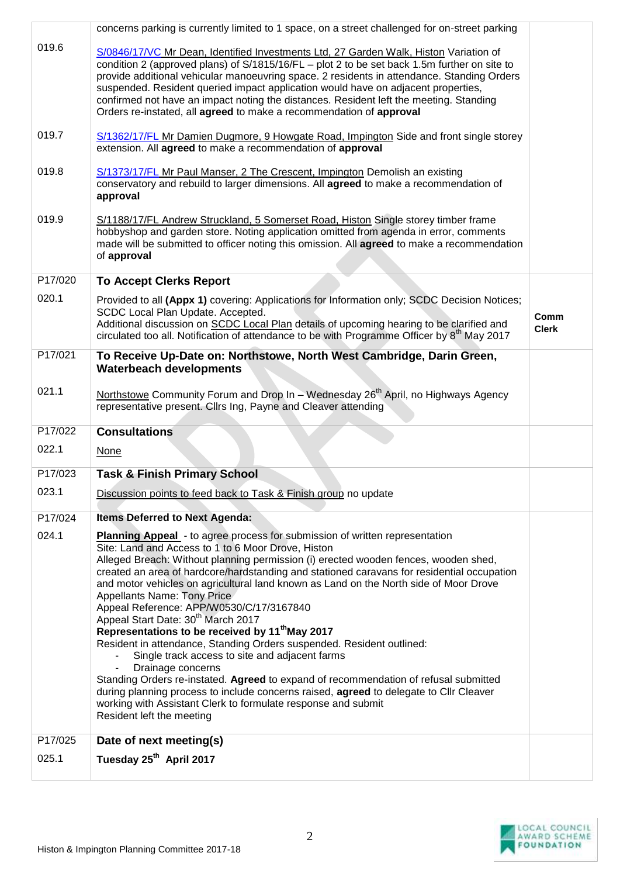| | | |
|---|---|---|
| | concerns parking is currently limited to 1 space, on a street challenged for on-street parking | |
| 019.6 | S/0846/17/VC Mr Dean, Identified Investments Ltd, 27 Garden Walk, Histon Variation of condition 2 (approved plans) of S/1815/16/FL – plot 2 to be set back 1.5m further on site to provide additional vehicular manoeuvring space. 2 residents in attendance. Standing Orders suspended. Resident queried impact application would have on adjacent properties, confirmed not have an impact noting the distances. Resident left the meeting. Standing Orders re-instated, all **agreed** to make a recommendation of **approval** | |
| 019.7 | S/1362/17/FL Mr Damien Dugmore, 9 Howgate Road, Impington Side and front single storey extension. All **agreed** to make a recommendation of **approval** | |
| 019.8 | S/1373/17/FL Mr Paul Manser, 2 The Crescent, Impington Demolish an existing conservatory and rebuild to larger dimensions. All **agreed** to make a recommendation of **approval** | |
| 019.9 | S/1188/17/FL Andrew Struckland, 5 Somerset Road, Histon Single storey timber frame hobbyshop and garden store. Noting application omitted from agenda in error, comments made will be submitted to officer noting this omission. All **agreed** to make a recommendation of **approval** | |
| P17/020 | **To Accept Clerks Report** | |
| 020.1 | Provided to all **(Appx 1)** covering: Applications for Information only; SCDC Decision Notices; SCDC Local Plan Update. Accepted. Additional discussion on SCDC Local Plan details of upcoming hearing to be clarified and circulated too all. Notification of attendance to be with Programme Officer by 8th May 2017 | **Comm Clerk** |
| P17/021 | **To Receive Up-Date on: Northstowe, North West Cambridge, Darin Green, Waterbeach developments** | |
| 021.1 | Northstowe Community Forum and Drop In – Wednesday 26th April, no Highways Agency representative present. Cllrs Ing, Payne and Cleaver attending | |
| P17/022 | **Consultations** | |
| 022.1 | None | |
| P17/023 | **Task & Finish Primary School** | |
| 023.1 | Discussion points to feed back to Task & Finish group no update | |
| P17/024 | **Items Deferred to Next Agenda:** | |
| 024.1 | **Planning Appeal** - to agree process for submission of written representation<br>Site: Land and Access to 1 to 6 Moor Drove, Histon<br>Alleged Breach: Without planning permission (i) erected wooden fences, wooden shed, created an area of hardcore/hardstanding and stationed caravans for residential occupation and motor vehicles on agricultural land known as Land on the North side of Moor Drove<br>Appellants Name: Tony Price<br>Appeal Reference: APP/W0530/C/17/3167840<br>Appeal Start Date: 30th March 2017<br>**Representations to be received by 11th May 2017**<br>Resident in attendance, Standing Orders suspended. Resident outlined:<br>- Single track access to site and adjacent farms<br>- Drainage concerns<br>Standing Orders re-instated. **Agreed** to expand of recommendation of refusal submitted during planning process to include concerns raised, **agreed** to delegate to Cllr Cleaver working with Assistant Clerk to formulate response and submit<br>Resident left the meeting | |
| P17/025 | **Date of next meeting(s)** | |
| 025.1 | **Tuesday 25th April 2017** | |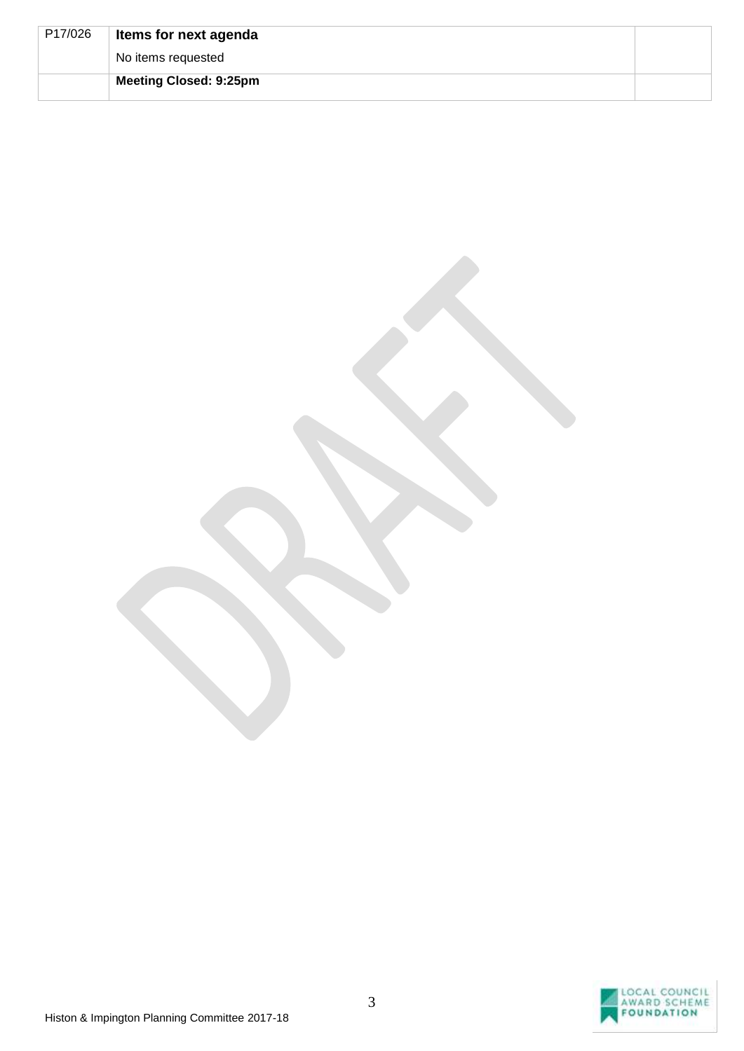| | | |
|---|---|---|
| P17/026 | **Items for next agenda**<br>No items requested | |
| | **Meeting Closed: 9:25pm** | |

DRAFT